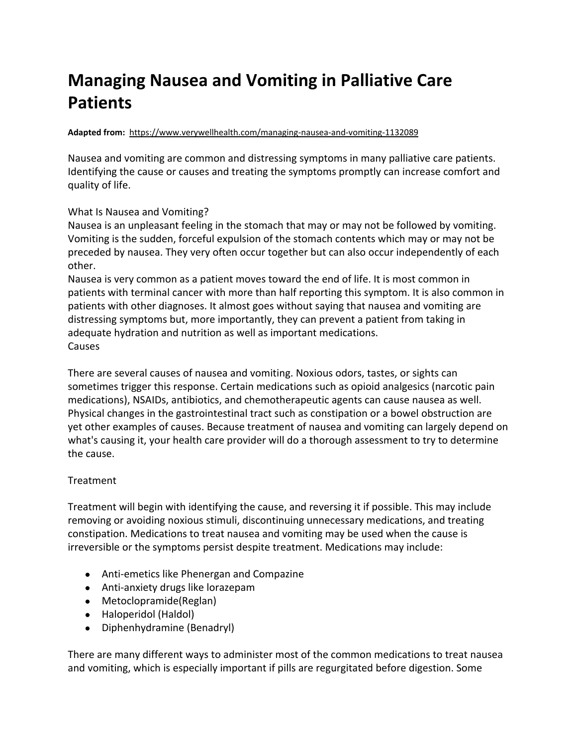# Managing Nausea and Vomiting in Palliative Care Patients

**Adapted from:** https://www.verywellhealth.com/managing-nausea-and-vomiting-1132089

Nausea and vomiting are common and distressing symptoms in many palliative care patients. Identifying the cause or causes and treating the symptoms promptly can increase comfort and quality of life.

What Is Nausea and Vomiting?
Nausea is an unpleasant feeling in the stomach that may or may not be followed by vomiting. Vomiting is the sudden, forceful expulsion of the stomach contents which may or may not be preceded by nausea. They very often occur together but can also occur independently of each other.
Nausea is very common as a patient moves toward the end of life. It is most common in patients with terminal cancer with more than half reporting this symptom. It is also common in patients with other diagnoses. It almost goes without saying that nausea and vomiting are distressing symptoms but, more importantly, they can prevent a patient from taking in adequate hydration and nutrition as well as important medications.
Causes

There are several causes of nausea and vomiting. Noxious odors, tastes, or sights can sometimes trigger this response. Certain medications such as opioid analgesics (narcotic pain medications), NSAIDs, antibiotics, and chemotherapeutic agents can cause nausea as well. Physical changes in the gastrointestinal tract such as constipation or a bowel obstruction are yet other examples of causes. Because treatment of nausea and vomiting can largely depend on what's causing it, your health care provider will do a thorough assessment to try to determine the cause.

Treatment

Treatment will begin with identifying the cause, and reversing it if possible. This may include removing or avoiding noxious stimuli, discontinuing unnecessary medications, and treating constipation. Medications to treat nausea and vomiting may be used when the cause is irreversible or the symptoms persist despite treatment. Medications may include:

- Anti-emetics like Phenergan and Compazine
- Anti-anxiety drugs like lorazepam
- Metoclopramide(Reglan)
- Haloperidol (Haldol)
- Diphenhydramine (Benadryl)

There are many different ways to administer most of the common medications to treat nausea and vomiting, which is especially important if pills are regurgitated before digestion. Some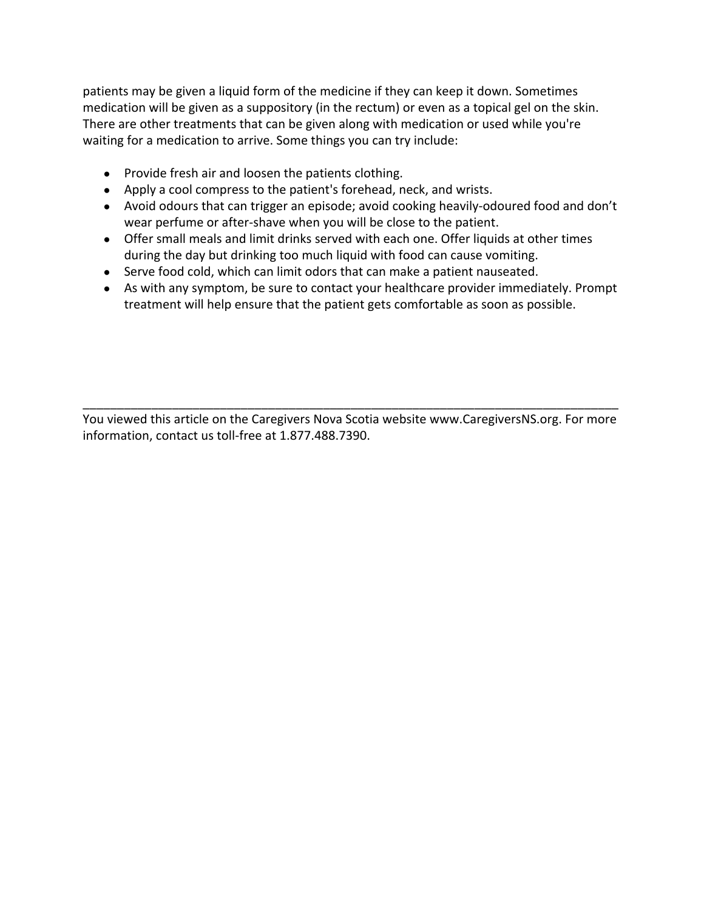patients may be given a liquid form of the medicine if they can keep it down. Sometimes medication will be given as a suppository (in the rectum) or even as a topical gel on the skin. There are other treatments that can be given along with medication or used while you're waiting for a medication to arrive. Some things you can try include:

- Provide fresh air and loosen the patients clothing.
- Apply a cool compress to the patient's forehead, neck, and wrists.
- Avoid odours that can trigger an episode; avoid cooking heavily-odoured food and don't wear perfume or after-shave when you will be close to the patient.
- Offer small meals and limit drinks served with each one. Offer liquids at other times during the day but drinking too much liquid with food can cause vomiting.
- Serve food cold, which can limit odors that can make a patient nauseated.
- As with any symptom, be sure to contact your healthcare provider immediately. Prompt treatment will help ensure that the patient gets comfortable as soon as possible.

---

You viewed this article on the Caregivers Nova Scotia website www.CaregiversNS.org. For more information, contact us toll-free at 1.877.488.7390.